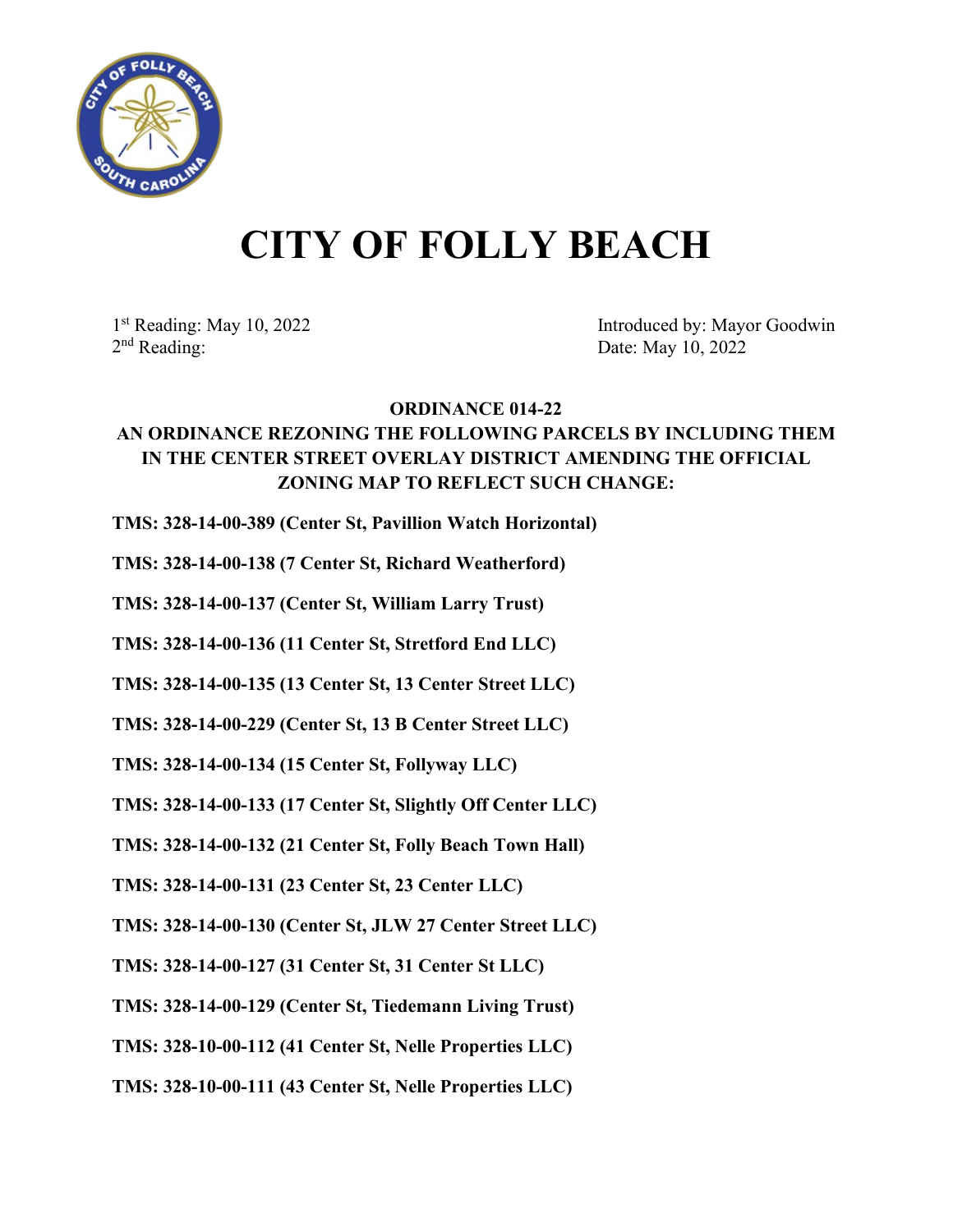# CITY OF FOLLY BEACH

1st Reading: May 10, 2022
2nd Reading:

Introduced by: Mayor Goodwin
Date: May 10, 2022

**ORDINANCE 014-22**

**AN ORDINANCE REZONING THE FOLLOWING PARCELS BY INCLUDING THEM IN THE CENTER STREET OVERLAY DISTRICT AMENDING THE OFFICIAL ZONING MAP TO REFLECT SUCH CHANGE:**

**TMS: 328-14-00-389 (Center St, Pavillion Watch Horizontal)**

**TMS: 328-14-00-138 (7 Center St, Richard Weatherford)**

**TMS: 328-14-00-137 (Center St, William Larry Trust)**

**TMS: 328-14-00-136 (11 Center St, Stretford End LLC)**

**TMS: 328-14-00-135 (13 Center St, 13 Center Street LLC)**

**TMS: 328-14-00-229 (Center St, 13 B Center Street LLC)**

**TMS: 328-14-00-134 (15 Center St, Follyway LLC)**

**TMS: 328-14-00-133 (17 Center St, Slightly Off Center LLC)**

**TMS: 328-14-00-132 (21 Center St, Folly Beach Town Hall)**

**TMS: 328-14-00-131 (23 Center St, 23 Center LLC)**

**TMS: 328-14-00-130 (Center St, JLW 27 Center Street LLC)**

**TMS: 328-14-00-127 (31 Center St, 31 Center St LLC)**

**TMS: 328-14-00-129 (Center St, Tiedemann Living Trust)**

**TMS: 328-10-00-112 (41 Center St, Nelle Properties LLC)**

**TMS: 328-10-00-111 (43 Center St, Nelle Properties LLC)**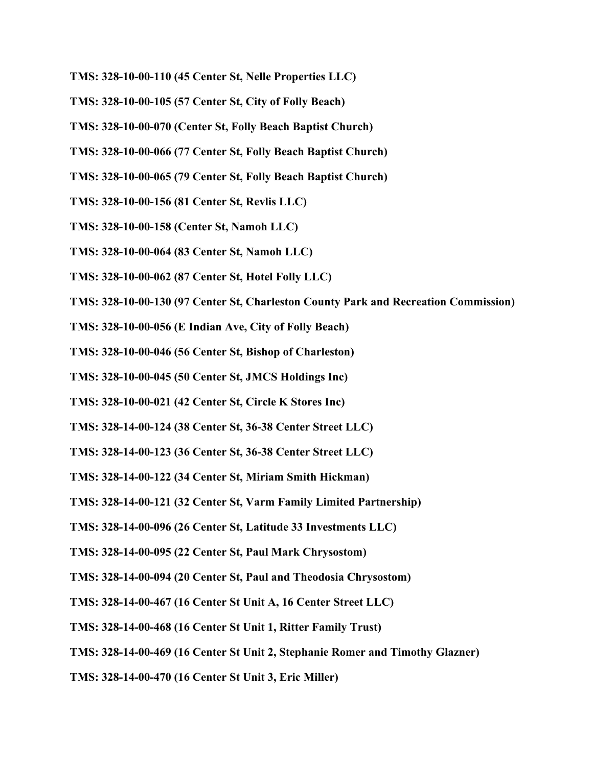**TMS: 328-10-00-110 (45 Center St, Nelle Properties LLC)**

**TMS: 328-10-00-105 (57 Center St, City of Folly Beach)**

**TMS: 328-10-00-070 (Center St, Folly Beach Baptist Church)**

**TMS: 328-10-00-066 (77 Center St, Folly Beach Baptist Church)**

**TMS: 328-10-00-065 (79 Center St, Folly Beach Baptist Church)**

**TMS: 328-10-00-156 (81 Center St, Revlis LLC)**

**TMS: 328-10-00-158 (Center St, Namoh LLC)**

**TMS: 328-10-00-064 (83 Center St, Namoh LLC)**

**TMS: 328-10-00-062 (87 Center St, Hotel Folly LLC)**

**TMS: 328-10-00-130 (97 Center St, Charleston County Park and Recreation Commission)**

**TMS: 328-10-00-056 (E Indian Ave, City of Folly Beach)**

**TMS: 328-10-00-046 (56 Center St, Bishop of Charleston)**

**TMS: 328-10-00-045 (50 Center St, JMCS Holdings Inc)**

**TMS: 328-10-00-021 (42 Center St, Circle K Stores Inc)**

**TMS: 328-14-00-124 (38 Center St, 36-38 Center Street LLC)**

**TMS: 328-14-00-123 (36 Center St, 36-38 Center Street LLC)**

**TMS: 328-14-00-122 (34 Center St, Miriam Smith Hickman)**

**TMS: 328-14-00-121 (32 Center St, Varm Family Limited Partnership)**

**TMS: 328-14-00-096 (26 Center St, Latitude 33 Investments LLC)**

**TMS: 328-14-00-095 (22 Center St, Paul Mark Chrysostom)**

**TMS: 328-14-00-094 (20 Center St, Paul and Theodosia Chrysostom)**

**TMS: 328-14-00-467 (16 Center St Unit A, 16 Center Street LLC)**

**TMS: 328-14-00-468 (16 Center St Unit 1, Ritter Family Trust)**

**TMS: 328-14-00-469 (16 Center St Unit 2, Stephanie Romer and Timothy Glazner)**

**TMS: 328-14-00-470 (16 Center St Unit 3, Eric Miller)**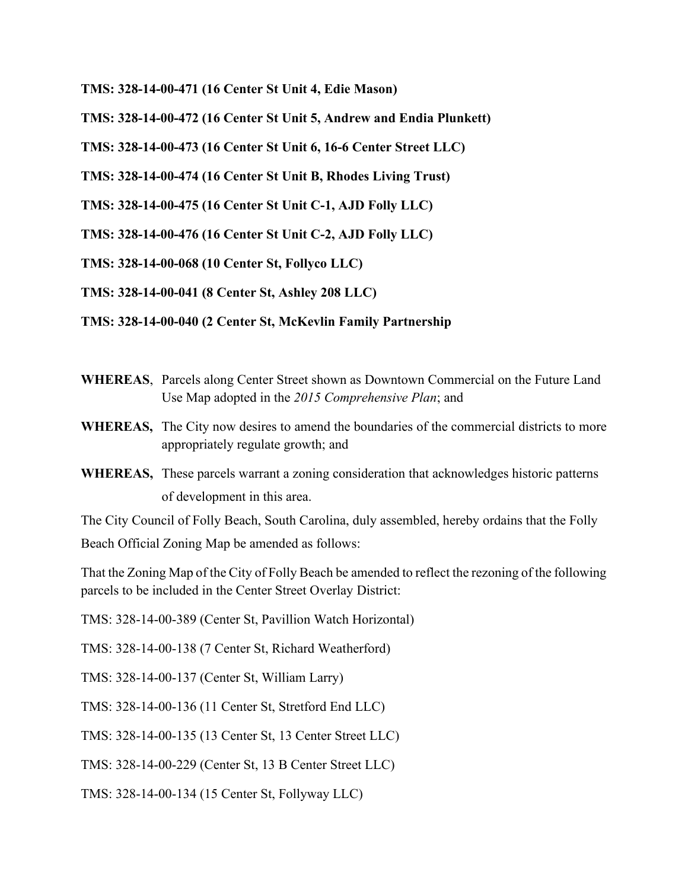**TMS: 328-14-00-471 (16 Center St Unit 4, Edie Mason)**

**TMS: 328-14-00-472 (16 Center St Unit 5, Andrew and Endia Plunkett)**

**TMS: 328-14-00-473 (16 Center St Unit 6, 16-6 Center Street LLC)**

**TMS: 328-14-00-474 (16 Center St Unit B, Rhodes Living Trust)**

**TMS: 328-14-00-475 (16 Center St Unit C-1, AJD Folly LLC)**

**TMS: 328-14-00-476 (16 Center St Unit C-2, AJD Folly LLC)**

**TMS: 328-14-00-068 (10 Center St, Follyco LLC)**

**TMS: 328-14-00-041 (8 Center St, Ashley 208 LLC)**

**TMS: 328-14-00-040 (2 Center St, McKevlin Family Partnership**

**WHEREAS**, Parcels along Center Street shown as Downtown Commercial on the Future Land Use Map adopted in the *2015 Comprehensive Plan*; and

**WHEREAS,** The City now desires to amend the boundaries of the commercial districts to more appropriately regulate growth; and

**WHEREAS,** These parcels warrant a zoning consideration that acknowledges historic patterns of development in this area.

The City Council of Folly Beach, South Carolina, duly assembled, hereby ordains that the Folly Beach Official Zoning Map be amended as follows:

That the Zoning Map of the City of Folly Beach be amended to reflect the rezoning of the following parcels to be included in the Center Street Overlay District:

TMS: 328-14-00-389 (Center St, Pavillion Watch Horizontal)

TMS: 328-14-00-138 (7 Center St, Richard Weatherford)

TMS: 328-14-00-137 (Center St, William Larry)

TMS: 328-14-00-136 (11 Center St, Stretford End LLC)

TMS: 328-14-00-135 (13 Center St, 13 Center Street LLC)

TMS: 328-14-00-229 (Center St, 13 B Center Street LLC)

TMS: 328-14-00-134 (15 Center St, Follyway LLC)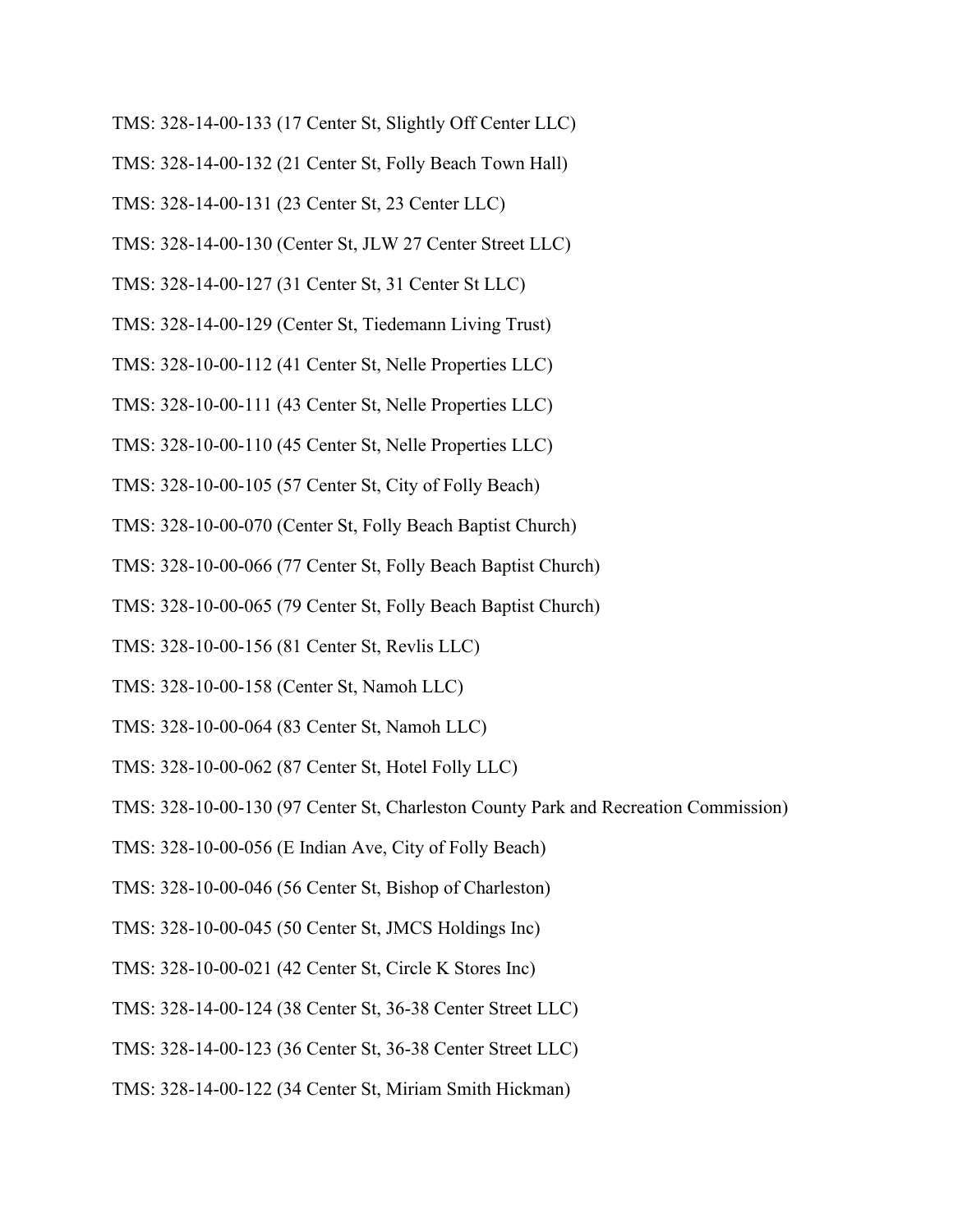TMS: 328-14-00-133 (17 Center St, Slightly Off Center LLC)

TMS: 328-14-00-132 (21 Center St, Folly Beach Town Hall)

TMS: 328-14-00-131 (23 Center St, 23 Center LLC)

TMS: 328-14-00-130 (Center St, JLW 27 Center Street LLC)

TMS: 328-14-00-127 (31 Center St, 31 Center St LLC)

TMS: 328-14-00-129 (Center St, Tiedemann Living Trust)

TMS: 328-10-00-112 (41 Center St, Nelle Properties LLC)

TMS: 328-10-00-111 (43 Center St, Nelle Properties LLC)

TMS: 328-10-00-110 (45 Center St, Nelle Properties LLC)

TMS: 328-10-00-105 (57 Center St, City of Folly Beach)

TMS: 328-10-00-070 (Center St, Folly Beach Baptist Church)

TMS: 328-10-00-066 (77 Center St, Folly Beach Baptist Church)

TMS: 328-10-00-065 (79 Center St, Folly Beach Baptist Church)

TMS: 328-10-00-156 (81 Center St, Revlis LLC)

TMS: 328-10-00-158 (Center St, Namoh LLC)

TMS: 328-10-00-064 (83 Center St, Namoh LLC)

TMS: 328-10-00-062 (87 Center St, Hotel Folly LLC)

TMS: 328-10-00-130 (97 Center St, Charleston County Park and Recreation Commission)

TMS: 328-10-00-056 (E Indian Ave, City of Folly Beach)

TMS: 328-10-00-046 (56 Center St, Bishop of Charleston)

TMS: 328-10-00-045 (50 Center St, JMCS Holdings Inc)

TMS: 328-10-00-021 (42 Center St, Circle K Stores Inc)

TMS: 328-14-00-124 (38 Center St, 36-38 Center Street LLC)

TMS: 328-14-00-123 (36 Center St, 36-38 Center Street LLC)

TMS: 328-14-00-122 (34 Center St, Miriam Smith Hickman)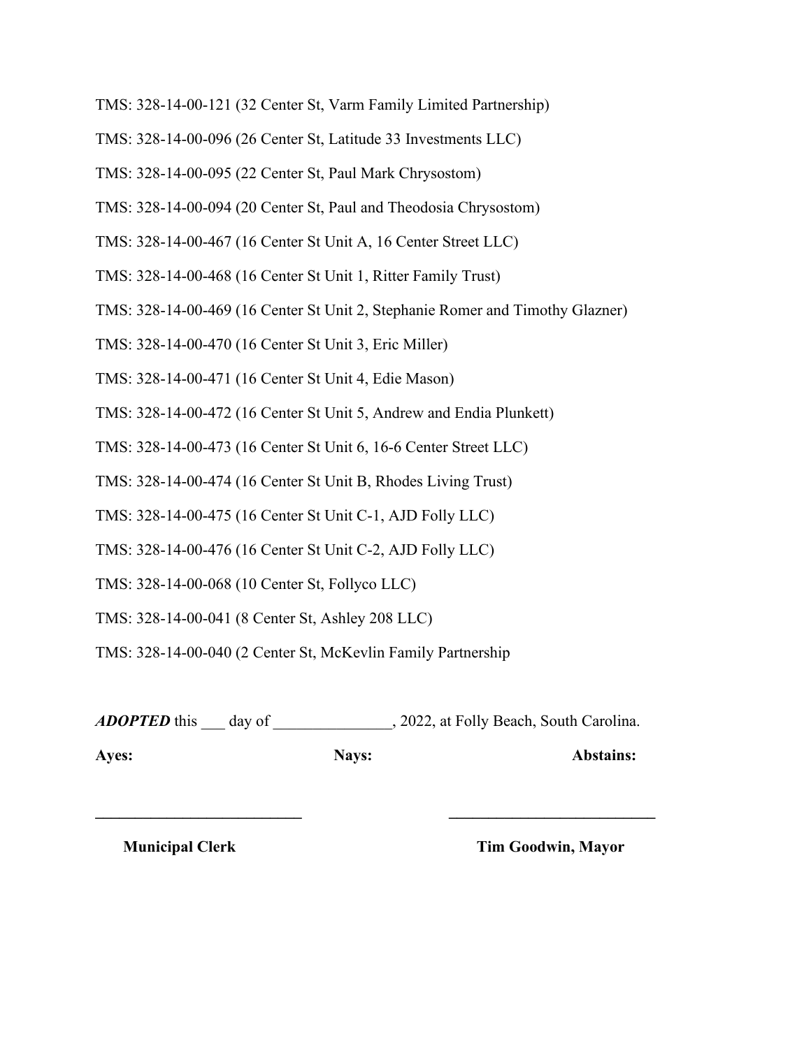TMS: 328-14-00-121 (32 Center St, Varm Family Limited Partnership)

TMS: 328-14-00-096 (26 Center St, Latitude 33 Investments LLC)

TMS: 328-14-00-095 (22 Center St, Paul Mark Chrysostom)

TMS: 328-14-00-094 (20 Center St, Paul and Theodosia Chrysostom)

TMS: 328-14-00-467 (16 Center St Unit A, 16 Center Street LLC)

TMS: 328-14-00-468 (16 Center St Unit 1, Ritter Family Trust)

TMS: 328-14-00-469 (16 Center St Unit 2, Stephanie Romer and Timothy Glazner)

TMS: 328-14-00-470 (16 Center St Unit 3, Eric Miller)

TMS: 328-14-00-471 (16 Center St Unit 4, Edie Mason)

TMS: 328-14-00-472 (16 Center St Unit 5, Andrew and Endia Plunkett)

TMS: 328-14-00-473 (16 Center St Unit 6, 16-6 Center Street LLC)

TMS: 328-14-00-474 (16 Center St Unit B, Rhodes Living Trust)

TMS: 328-14-00-475 (16 Center St Unit C-1, AJD Folly LLC)

TMS: 328-14-00-476 (16 Center St Unit C-2, AJD Folly LLC)

TMS: 328-14-00-068 (10 Center St, Follyco LLC)

TMS: 328-14-00-041 (8 Center St, Ashley 208 LLC)

TMS: 328-14-00-040 (2 Center St, McKevlin Family Partnership

***ADOPTED*** this ___ day of _______________, 2022, at Folly Beach, South Carolina.

**Ayes:** **Nays:** **Abstains:**

___________________________ ___________________________

**Municipal Clerk** **Tim Goodwin, Mayor**